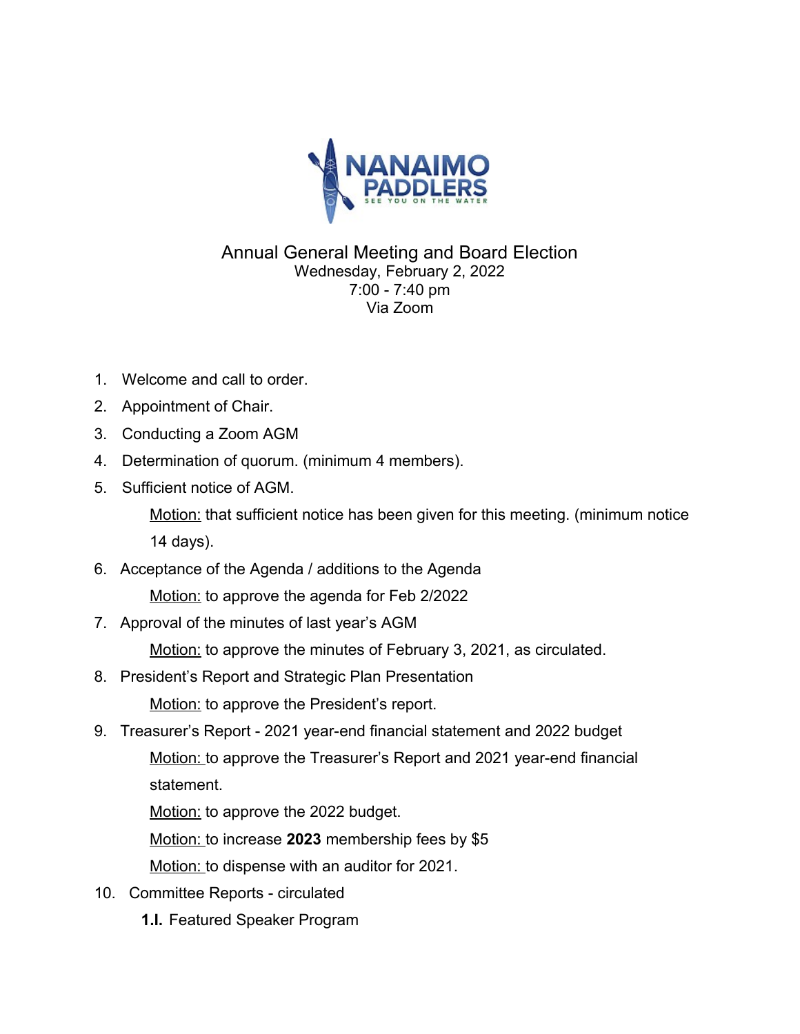NANAIMO PADDLERS
SEE YOU ON THE WATER

# Annual General Meeting and Board Election

Wednesday, February 2, 2022
7:00 - 7:40 pm
Via Zoom

1. Welcome and call to order.
2. Appointment of Chair.
3. Conducting a Zoom AGM
4. Determination of quorum. (minimum 4 members).
5. Sufficient notice of AGM.

   Motion: that sufficient notice has been given for this meeting. (minimum notice 14 days).
6. Acceptance of the Agenda / additions to the Agenda

   Motion: to approve the agenda for Feb 2/2022
7. Approval of the minutes of last year's AGM

   Motion: to approve the minutes of February 3, 2021, as circulated.
8. President's Report and Strategic Plan Presentation

   Motion: to approve the President's report.
9. Treasurer's Report - 2021 year-end financial statement and 2022 budget

   Motion: to approve the Treasurer's Report and 2021 year-end financial statement.

   Motion: to approve the 2022 budget.

   Motion: to increase **2023** membership fees by $5

   Motion: to dispense with an auditor for 2021.
10. Committee Reports - circulated

    **1.I.** Featured Speaker Program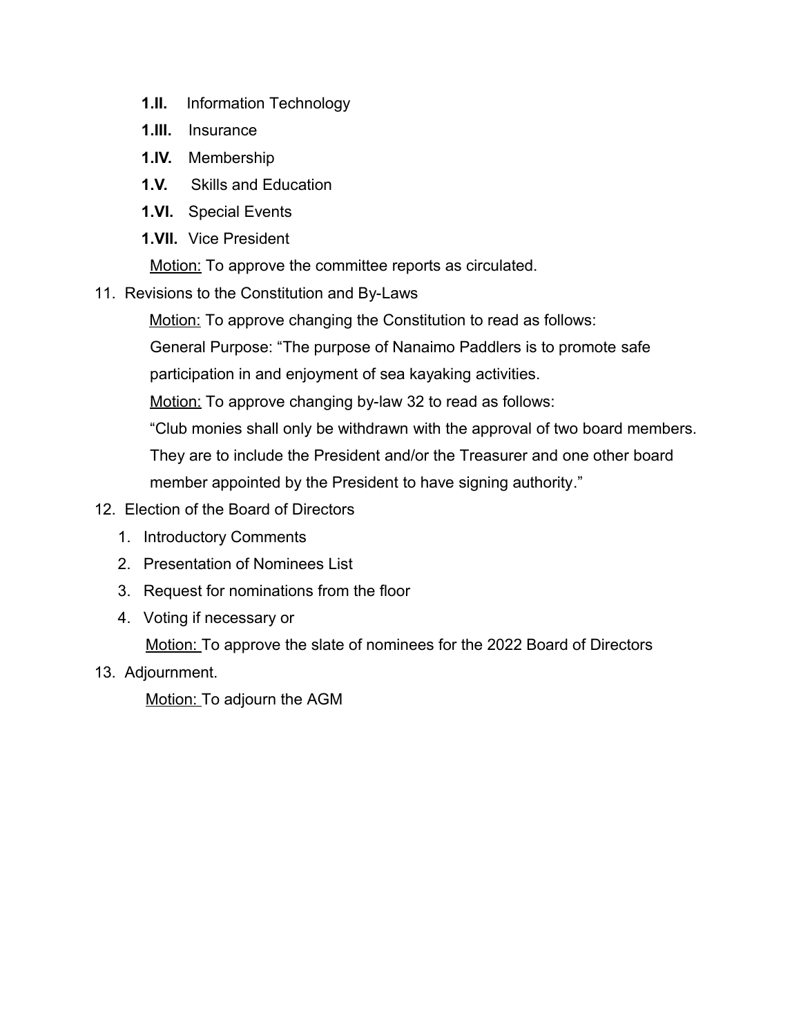- **1.II.** Information Technology
- **1.III.** Insurance
- **1.IV.** Membership
- **1.V.** Skills and Education
- **1.VI.** Special Events
- **1.VII.** Vice President

  Motion: To approve the committee reports as circulated.

11. Revisions to the Constitution and By-Laws

    Motion: To approve changing the Constitution to read as follows:

    General Purpose: "The purpose of Nanaimo Paddlers is to promote safe participation in and enjoyment of sea kayaking activities.

    Motion: To approve changing by-law 32 to read as follows:

    "Club monies shall only be withdrawn with the approval of two board members. They are to include the President and/or the Treasurer and one other board member appointed by the President to have signing authority."

12. Election of the Board of Directors
    1. Introductory Comments
    2. Presentation of Nominees List
    3. Request for nominations from the floor
    4. Voting if necessary or

       Motion: To approve the slate of nominees for the 2022 Board of Directors

13. Adjournment.

    Motion: To adjourn the AGM